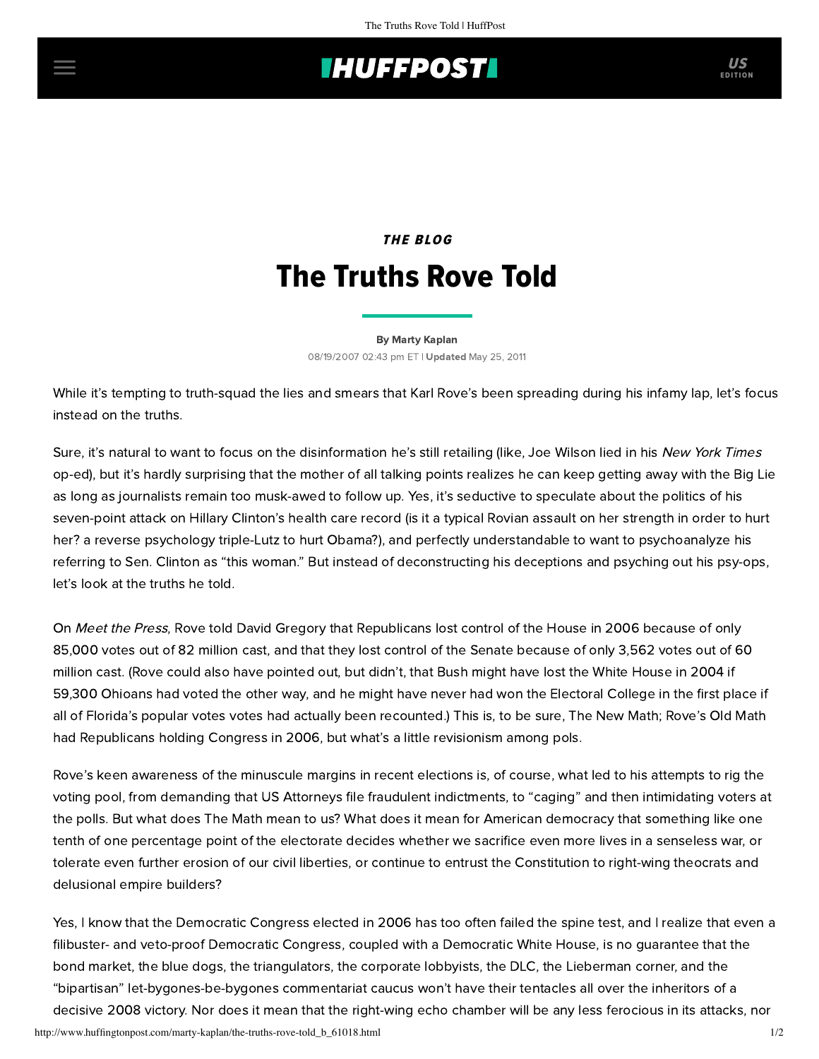*THE BLOG*

# The Truths Rove Told

By Marty Kaplan

08/19/2007 02:43 pm ET | **Updated** May 25, 2011

While it's tempting to truth-squad the lies and smears that Karl Rove's been spreading during his infamy lap, let's focus instead on the truths.

Sure, it's natural to want to focus on the disinformation he's still retailing (like, Joe Wilson lied in his *New York Times* op-ed), but it's hardly surprising that the mother of all talking points realizes he can keep getting away with the Big Lie as long as journalists remain too musk-awed to follow up. Yes, it's seductive to speculate about the politics of his seven-point attack on Hillary Clinton's health care record (is it a typical Rovian assault on her strength in order to hurt her? a reverse psychology triple-Lutz to hurt Obama?), and perfectly understandable to want to psychoanalyze his referring to Sen. Clinton as "this woman." But instead of deconstructing his deceptions and psyching out his psy-ops, let's look at the truths he told.

On *Meet the Press*, Rove told David Gregory that Republicans lost control of the House in 2006 because of only 85,000 votes out of 82 million cast, and that they lost control of the Senate because of only 3,562 votes out of 60 million cast. (Rove could also have pointed out, but didn't, that Bush might have lost the White House in 2004 if 59,300 Ohioans had voted the other way, and he might have never had won the Electoral College in the first place if all of Florida's popular votes votes had actually been recounted.) This is, to be sure, The New Math; Rove's Old Math had Republicans holding Congress in 2006, but what's a little revisionism among pols.

Rove's keen awareness of the minuscule margins in recent elections is, of course, what led to his attempts to rig the voting pool, from demanding that US Attorneys file fraudulent indictments, to "caging" and then intimidating voters at the polls. But what does The Math mean to us? What does it mean for American democracy that something like one tenth of one percentage point of the electorate decides whether we sacrifice even more lives in a senseless war, or tolerate even further erosion of our civil liberties, or continue to entrust the Constitution to right-wing theocrats and delusional empire builders?

Yes, I know that the Democratic Congress elected in 2006 has too often failed the spine test, and I realize that even a filibuster- and veto-proof Democratic Congress, coupled with a Democratic White House, is no guarantee that the bond market, the blue dogs, the triangulators, the corporate lobbyists, the DLC, the Lieberman corner, and the "bipartisan" let-bygones-be-bygones commentariat caucus won't have their tentacles all over the inheritors of a decisive 2008 victory. Nor does it mean that the right-wing echo chamber will be any less ferocious in its attacks, nor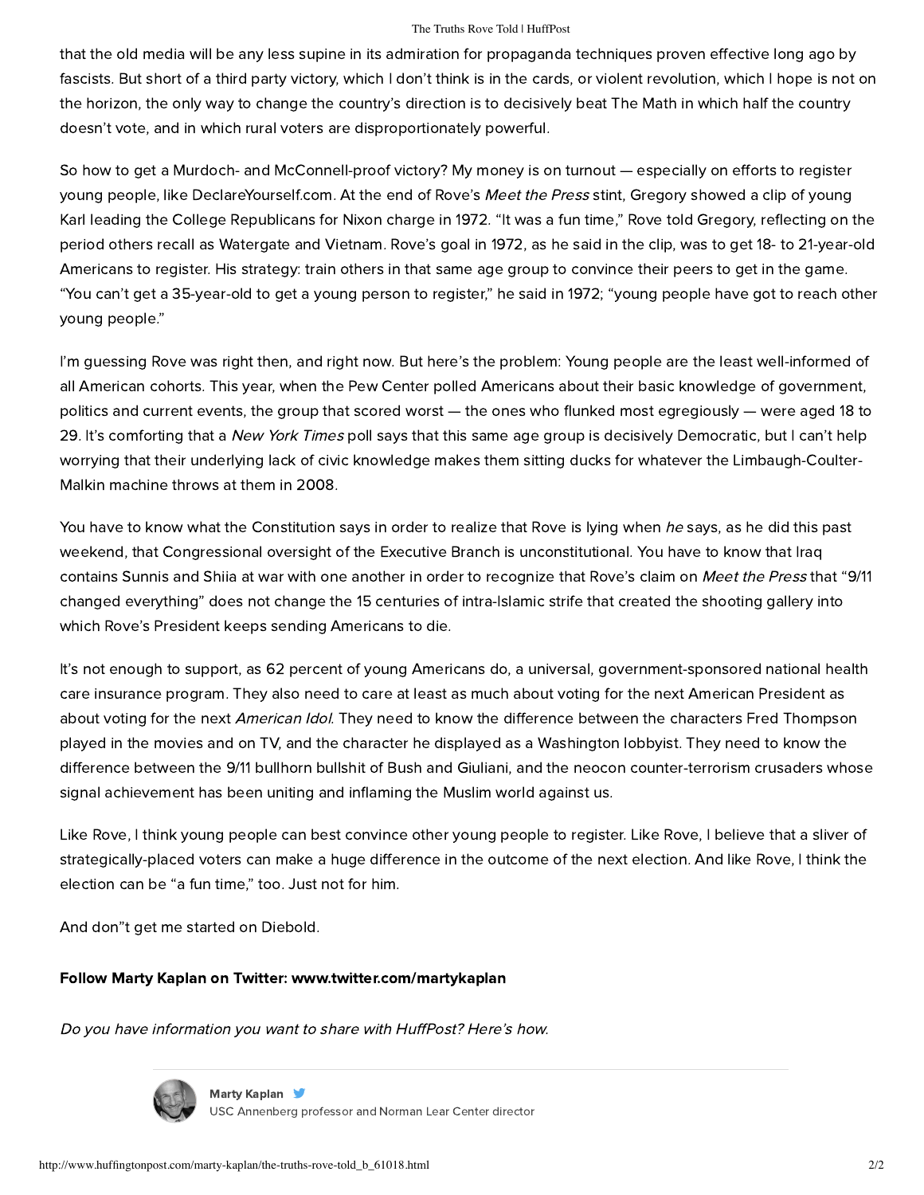that the old media will be any less supine in its admiration for propaganda techniques proven effective long ago by fascists. But short of a third party victory, which I don't think is in the cards, or violent revolution, which I hope is not on the horizon, the only way to change the country's direction is to decisively beat The Math in which half the country doesn't vote, and in which rural voters are disproportionately powerful.

So how to get a Murdoch- and McConnell-proof victory? My money is on turnout — especially on efforts to register young people, like DeclareYourself.com. At the end of Rove's *Meet the Press* stint, Gregory showed a clip of young Karl leading the College Republicans for Nixon charge in 1972. "It was a fun time," Rove told Gregory, reflecting on the period others recall as Watergate and Vietnam. Rove's goal in 1972, as he said in the clip, was to get 18- to 21-year-old Americans to register. His strategy: train others in that same age group to convince their peers to get in the game. "You can't get a 35-year-old to get a young person to register," he said in 1972; "young people have got to reach other young people."

I'm guessing Rove was right then, and right now. But here's the problem: Young people are the least well-informed of all American cohorts. This year, when the Pew Center polled Americans about their basic knowledge of government, politics and current events, the group that scored worst — the ones who flunked most egregiously — were aged 18 to 29. It's comforting that a *New York Times* poll says that this same age group is decisively Democratic, but I can't help worrying that their underlying lack of civic knowledge makes them sitting ducks for whatever the Limbaugh-Coulter-Malkin machine throws at them in 2008.

You have to know what the Constitution says in order to realize that Rove is lying when *he* says, as he did this past weekend, that Congressional oversight of the Executive Branch is unconstitutional. You have to know that Iraq contains Sunnis and Shiia at war with one another in order to recognize that Rove's claim on *Meet the Press* that "9/11 changed everything" does not change the 15 centuries of intra-Islamic strife that created the shooting gallery into which Rove's President keeps sending Americans to die.

It's not enough to support, as 62 percent of young Americans do, a universal, government-sponsored national health care insurance program. They also need to care at least as much about voting for the next American President as about voting for the next *American Idol*. They need to know the difference between the characters Fred Thompson played in the movies and on TV, and the character he displayed as a Washington lobbyist. They need to know the difference between the 9/11 bullhorn bullshit of Bush and Giuliani, and the neocon counter-terrorism crusaders whose signal achievement has been uniting and inflaming the Muslim world against us.

Like Rove, I think young people can best convince other young people to register. Like Rove, I believe that a sliver of strategically-placed voters can make a huge difference in the outcome of the next election. And like Rove, I think the election can be "a fun time," too. Just not for him.

And don"t get me started on Diebold.

**Follow Marty Kaplan on Twitter: www.twitter.com/martykaplan**

*Do you have information you want to share with HuffPost? Here's how.*

Marty Kaplan

USC Annenberg professor and Norman Lear Center director